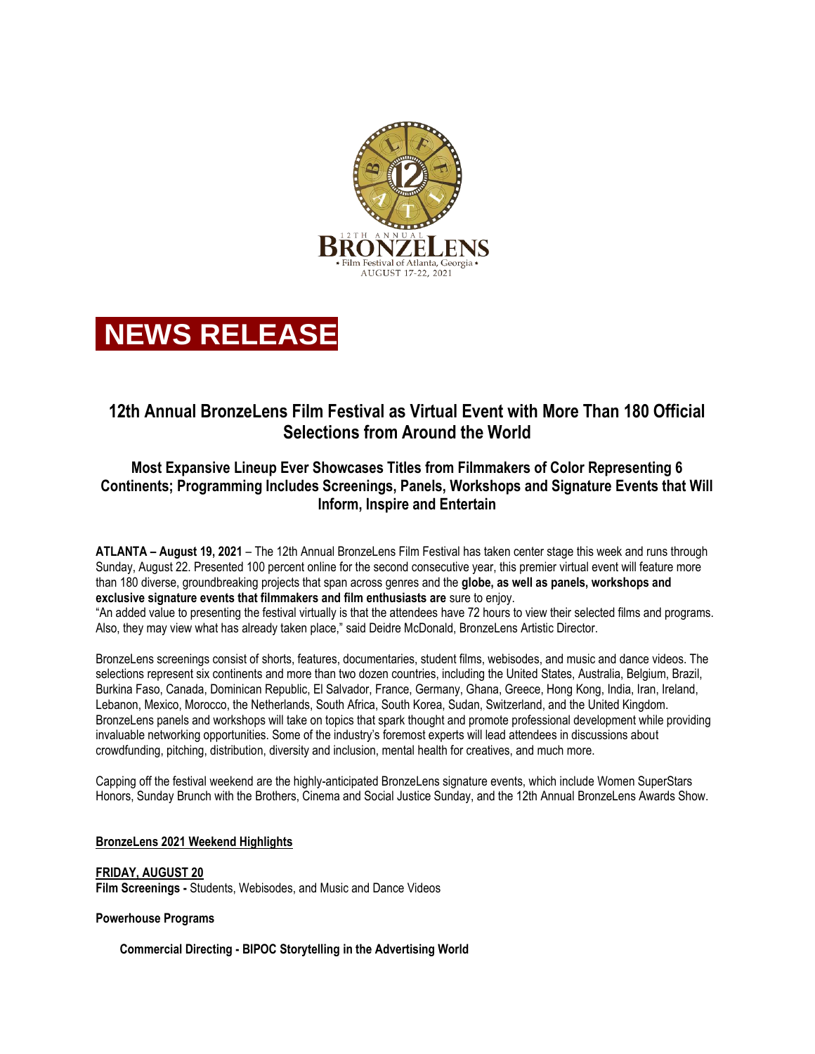12TH ANNUAL

BRONZELENS

• Film Festival of Atlanta, Georgia •

AUGUST 17-22, 2021

# NEWS RELEASE

## 12th Annual BronzeLens Film Festival as Virtual Event with More Than 180 Official Selections from Around the World

### Most Expansive Lineup Ever Showcases Titles from Filmmakers of Color Representing 6 Continents; Programming Includes Screenings, Panels, Workshops and Signature Events that Will Inform, Inspire and Entertain

**ATLANTA – August 19, 2021** – The 12th Annual BronzeLens Film Festival has taken center stage this week and runs through Sunday, August 22. Presented 100 percent online for the second consecutive year, this premier virtual event will feature more than 180 diverse, groundbreaking projects that span across genres and the **globe, as well as panels, workshops and exclusive signature events that filmmakers and film enthusiasts are** sure to enjoy.

"An added value to presenting the festival virtually is that the attendees have 72 hours to view their selected films and programs. Also, they may view what has already taken place," said Deidre McDonald, BronzeLens Artistic Director.

BronzeLens screenings consist of shorts, features, documentaries, student films, webisodes, and music and dance videos. The selections represent six continents and more than two dozen countries, including the United States, Australia, Belgium, Brazil, Burkina Faso, Canada, Dominican Republic, El Salvador, France, Germany, Ghana, Greece, Hong Kong, India, Iran, Ireland, Lebanon, Mexico, Morocco, the Netherlands, South Africa, South Korea, Sudan, Switzerland, and the United Kingdom. BronzeLens panels and workshops will take on topics that spark thought and promote professional development while providing invaluable networking opportunities. Some of the industry's foremost experts will lead attendees in discussions about crowdfunding, pitching, distribution, diversity and inclusion, mental health for creatives, and much more.

Capping off the festival weekend are the highly-anticipated BronzeLens signature events, which include Women SuperStars Honors, Sunday Brunch with the Brothers, Cinema and Social Justice Sunday, and the 12th Annual BronzeLens Awards Show.

**BronzeLens 2021 Weekend Highlights**

**FRIDAY, AUGUST 20**

**Film Screenings -** Students, Webisodes, and Music and Dance Videos

**Powerhouse Programs**

**Commercial Directing - BIPOC Storytelling in the Advertising World**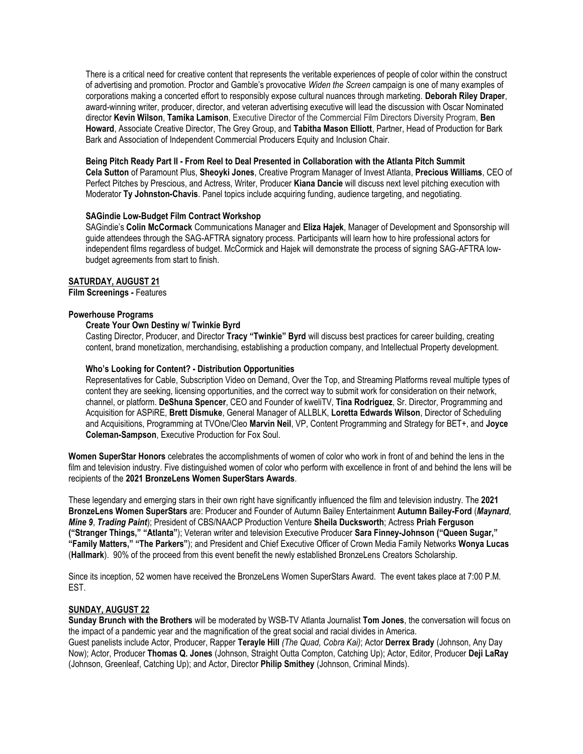There is a critical need for creative content that represents the veritable experiences of people of color within the construct of advertising and promotion. Proctor and Gamble's provocative *Widen the Screen* campaign is one of many examples of corporations making a concerted effort to responsibly expose cultural nuances through marketing. **Deborah Riley Draper**, award-winning writer, producer, director, and veteran advertising executive will lead the discussion with Oscar Nominated director **Kevin Wilson**, **Tamika Lamison**, Executive Director of the Commercial Film Directors Diversity Program, **Ben Howard**, Associate Creative Director, The Grey Group, and **Tabitha Mason Elliott**, Partner, Head of Production for Bark Bark and Association of Independent Commercial Producers Equity and Inclusion Chair.

**Being Pitch Ready Part II - From Reel to Deal Presented in Collaboration with the Atlanta Pitch Summit**
**Cela Sutton** of Paramount Plus, **Sheoyki Jones**, Creative Program Manager of Invest Atlanta, **Precious Williams**, CEO of Perfect Pitches by Prescious, and Actress, Writer, Producer **Kiana Dancie** will discuss next level pitching execution with Moderator **Ty Johnston-Chavis**. Panel topics include acquiring funding, audience targeting, and negotiating.

**SAGindie Low-Budget Film Contract Workshop**
SAGindie's **Colin McCormack** Communications Manager and **Eliza Hajek**, Manager of Development and Sponsorship will guide attendees through the SAG-AFTRA signatory process. Participants will learn how to hire professional actors for independent films regardless of budget. McCormick and Hajek will demonstrate the process of signing SAG-AFTRA low-budget agreements from start to finish.

**SATURDAY, AUGUST 21**
**Film Screenings -** Features

**Powerhouse Programs**

**Create Your Own Destiny w/ Twinkie Byrd**
Casting Director, Producer, and Director **Tracy "Twinkie" Byrd** will discuss best practices for career building, creating content, brand monetization, merchandising, establishing a production company, and Intellectual Property development.

**Who's Looking for Content? - Distribution Opportunities**
Representatives for Cable, Subscription Video on Demand, Over the Top, and Streaming Platforms reveal multiple types of content they are seeking, licensing opportunities, and the correct way to submit work for consideration on their network, channel, or platform. **DeShuna Spencer**, CEO and Founder of kweliTV, **Tina Rodriguez**, Sr. Director, Programming and Acquisition for ASPiRE, **Brett Dismuke**, General Manager of ALLBLK, **Loretta Edwards Wilson**, Director of Scheduling and Acquisitions, Programming at TVOne/Cleo **Marvin Neil**, VP, Content Programming and Strategy for BET+, and **Joyce Coleman-Sampson**, Executive Production for Fox Soul.

**Women SuperStar Honors** celebrates the accomplishments of women of color who work in front of and behind the lens in the film and television industry. Five distinguished women of color who perform with excellence in front of and behind the lens will be recipients of the **2021 BronzeLens Women SuperStars Awards**.

These legendary and emerging stars in their own right have significantly influenced the film and television industry. The **2021 BronzeLens Women SuperStars** are: Producer and Founder of Autumn Bailey Entertainment **Autumn Bailey-Ford** (***Maynard***, ***Mine 9***, ***Trading Paint***); President of CBS/NAACP Production Venture **Sheila Ducksworth**; Actress **Priah Ferguson ("Stranger Things," "Atlanta")**; Veteran writer and television Executive Producer **Sara Finney-Johnson ("Queen Sugar," "Family Matters," "The Parkers")**; and President and Chief Executive Officer of Crown Media Family Networks **Wonya Lucas** (**Hallmark**). 90% of the proceed from this event benefit the newly established BronzeLens Creators Scholarship.

Since its inception, 52 women have received the BronzeLens Women SuperStars Award. The event takes place at 7:00 P.M. EST.

**SUNDAY, AUGUST 22**
**Sunday Brunch with the Brothers** will be moderated by WSB-TV Atlanta Journalist **Tom Jones**, the conversation will focus on the impact of a pandemic year and the magnification of the great social and racial divides in America.
Guest panelists include Actor, Producer, Rapper **Terayle Hill** *(The Quad, Cobra Kai)*; Actor **Derrex Brady** (Johnson, Any Day Now); Actor, Producer **Thomas Q. Jones** (Johnson, Straight Outta Compton, Catching Up); Actor, Editor, Producer **Deji LaRay** (Johnson, Greenleaf, Catching Up); and Actor, Director **Philip Smithey** (Johnson, Criminal Minds).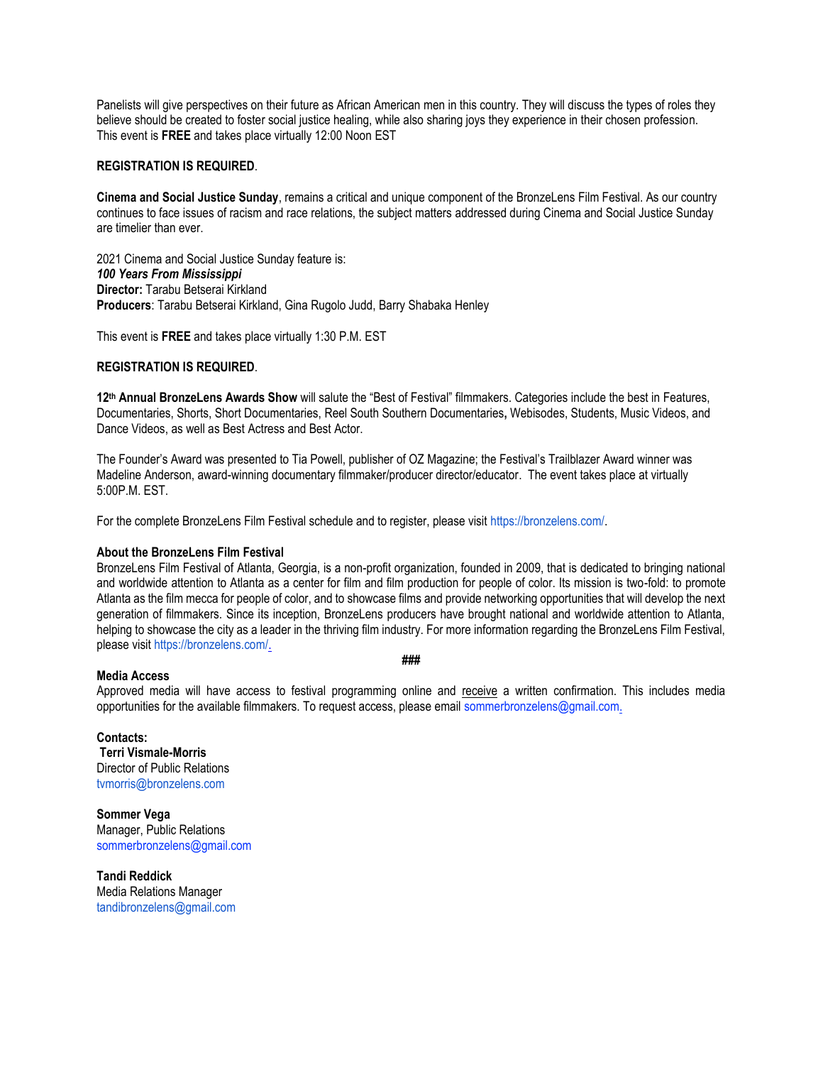Panelists will give perspectives on their future as African American men in this country. They will discuss the types of roles they believe should be created to foster social justice healing, while also sharing joys they experience in their chosen profession. This event is **FREE** and takes place virtually 12:00 Noon EST

**REGISTRATION IS REQUIRED**.

**Cinema and Social Justice Sunday**, remains a critical and unique component of the BronzeLens Film Festival. As our country continues to face issues of racism and race relations, the subject matters addressed during Cinema and Social Justice Sunday are timelier than ever.

2021 Cinema and Social Justice Sunday feature is:
***100 Years From Mississippi***
**Director:** Tarabu Betserai Kirkland
**Producers**: Tarabu Betserai Kirkland, Gina Rugolo Judd, Barry Shabaka Henley

This event is **FREE** and takes place virtually 1:30 P.M. EST

**REGISTRATION IS REQUIRED**.

**12th Annual BronzeLens Awards Show** will salute the "Best of Festival" filmmakers. Categories include the best in Features, Documentaries, Shorts, Short Documentaries, Reel South Southern Documentaries**,** Webisodes, Students, Music Videos, and Dance Videos, as well as Best Actress and Best Actor.

The Founder's Award was presented to Tia Powell, publisher of OZ Magazine; the Festival's Trailblazer Award winner was Madeline Anderson, award-winning documentary filmmaker/producer director/educator. The event takes place at virtually 5:00P.M. EST.

For the complete BronzeLens Film Festival schedule and to register, please visit https://bronzelens.com/.

**About the BronzeLens Film Festival**
BronzeLens Film Festival of Atlanta, Georgia, is a non-profit organization, founded in 2009, that is dedicated to bringing national and worldwide attention to Atlanta as a center for film and film production for people of color. Its mission is two-fold: to promote Atlanta as the film mecca for people of color, and to showcase films and provide networking opportunities that will develop the next generation of filmmakers. Since its inception, BronzeLens producers have brought national and worldwide attention to Atlanta, helping to showcase the city as a leader in the thriving film industry. For more information regarding the BronzeLens Film Festival, please visit https://bronzelens.com/.

**###**

**Media Access**
Approved media will have access to festival programming online and receive a written confirmation. This includes media opportunities for the available filmmakers. To request access, please email sommerbronzelens@gmail.com.

**Contacts:**
**Terri Vismale-Morris**
Director of Public Relations
tvmorris@bronzelens.com

**Sommer Vega**
Manager, Public Relations
sommerbronzelens@gmail.com

**Tandi Reddick**
Media Relations Manager
tandibronzelens@gmail.com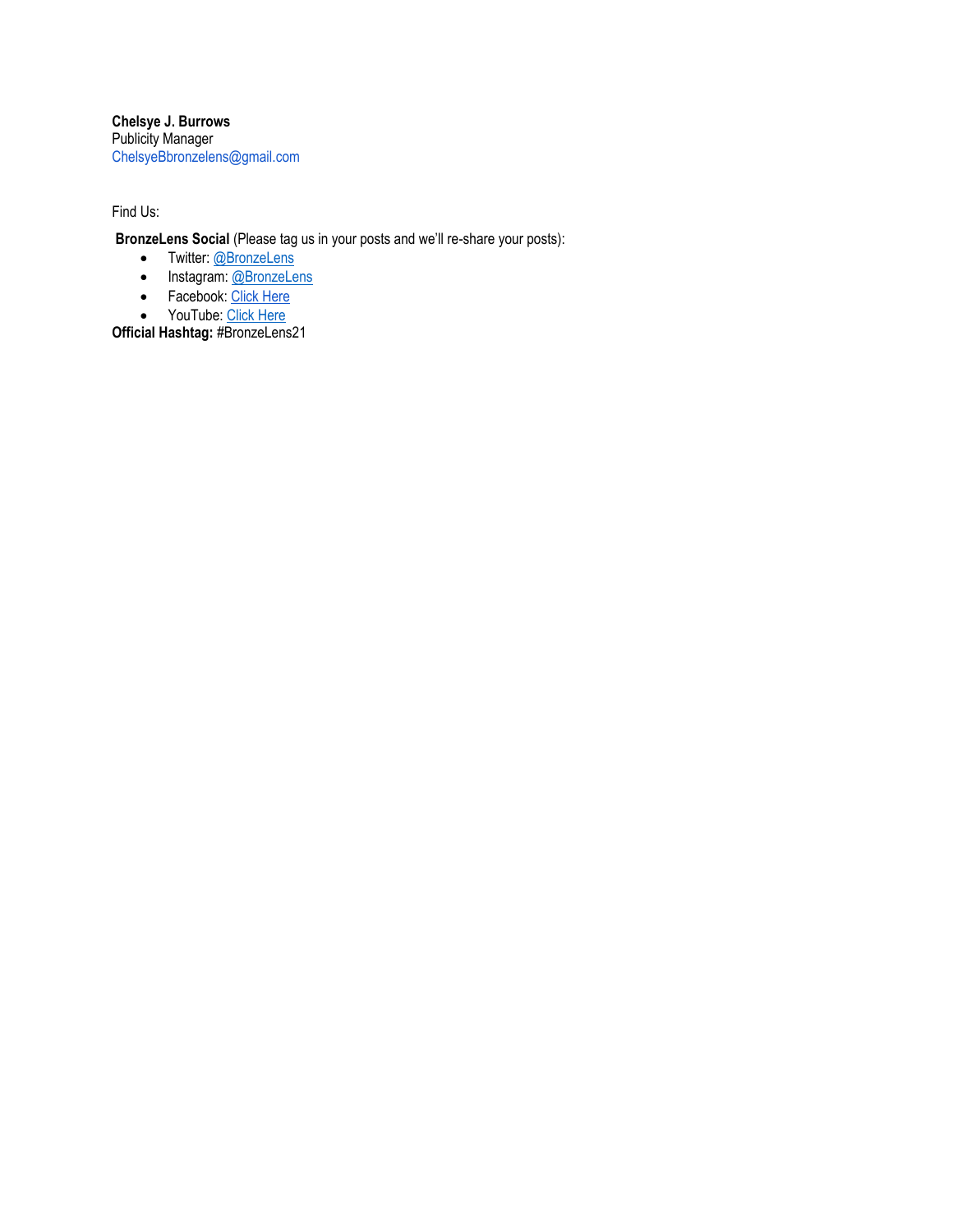**Chelsye J. Burrows**
Publicity Manager
ChelsyeBbronzelens@gmail.com

Find Us:

**BronzeLens Social** (Please tag us in your posts and we'll re-share your posts):

- Twitter: @BronzeLens
- Instagram: @BronzeLens
- Facebook: Click Here
- YouTube: Click Here

**Official Hashtag:** #BronzeLens21